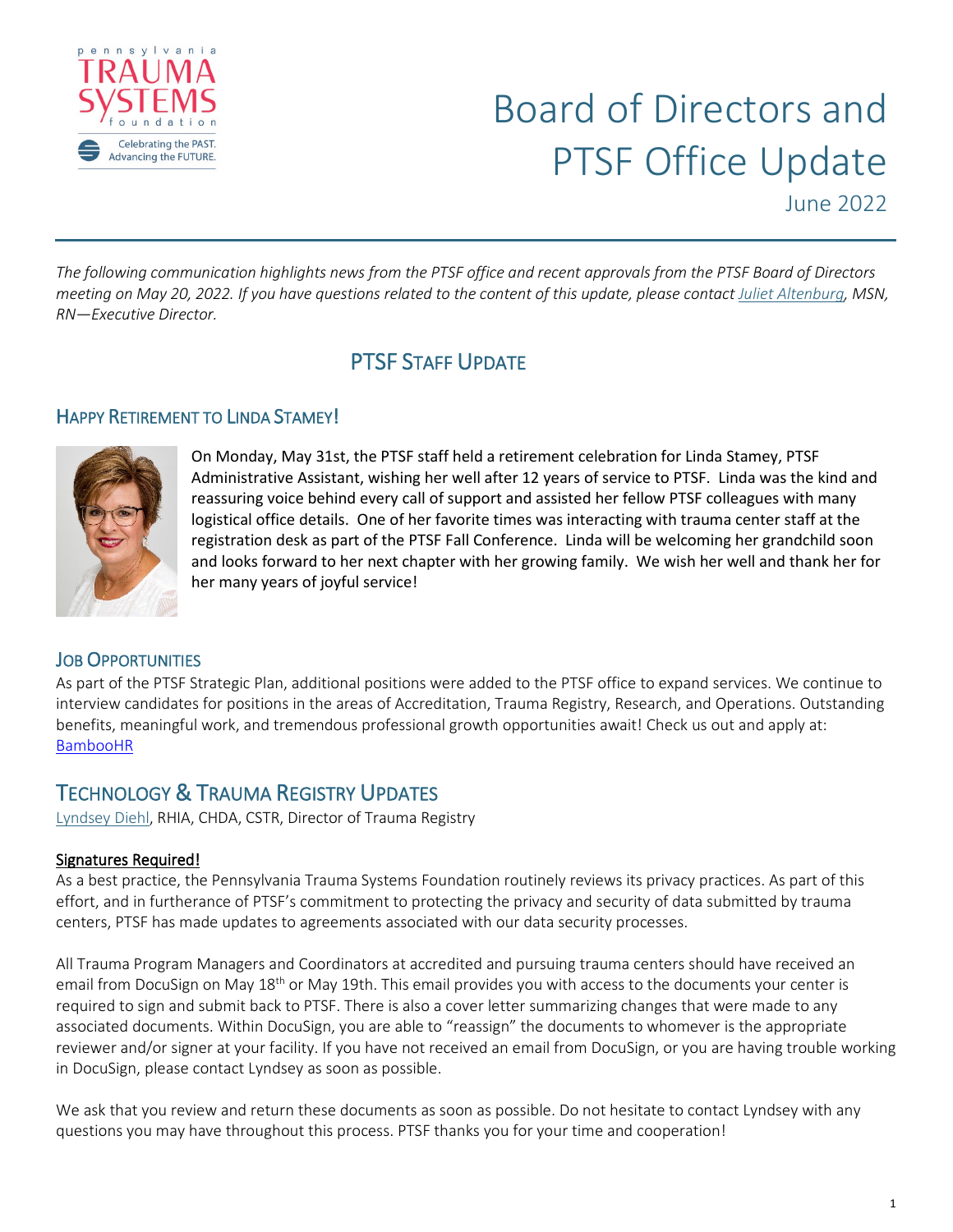# Board of Directors and PTSF Office Update

June 2022

*The following communication highlights news from the PTSF office and recent approvals from the PTSF Board of Directors meeting on May 20, 2022. If you have questions related to the content of this update, please contact Juliet Altenburg, MSN, RN—Executive Director.*

## PTSF Staff Update

### Happy Retirement to Linda Stamey!

On Monday, May 31st, the PTSF staff held a retirement celebration for Linda Stamey, PTSF Administrative Assistant, wishing her well after 12 years of service to PTSF. Linda was the kind and reassuring voice behind every call of support and assisted her fellow PTSF colleagues with many logistical office details. One of her favorite times was interacting with trauma center staff at the registration desk as part of the PTSF Fall Conference. Linda will be welcoming her grandchild soon and looks forward to her next chapter with her growing family. We wish her well and thank her for her many years of joyful service!

### Job Opportunities

As part of the PTSF Strategic Plan, additional positions were added to the PTSF office to expand services. We continue to interview candidates for positions in the areas of Accreditation, Trauma Registry, Research, and Operations. Outstanding benefits, meaningful work, and tremendous professional growth opportunities await! Check us out and apply at: BambooHR

## Technology & Trauma Registry Updates

Lyndsey Diehl, RHIA, CHDA, CSTR, Director of Trauma Registry

**Signatures Required!**

As a best practice, the Pennsylvania Trauma Systems Foundation routinely reviews its privacy practices. As part of this effort, and in furtherance of PTSF's commitment to protecting the privacy and security of data submitted by trauma centers, PTSF has made updates to agreements associated with our data security processes.

All Trauma Program Managers and Coordinators at accredited and pursuing trauma centers should have received an email from DocuSign on May 18th or May 19th. This email provides you with access to the documents your center is required to sign and submit back to PTSF. There is also a cover letter summarizing changes that were made to any associated documents. Within DocuSign, you are able to "reassign" the documents to whomever is the appropriate reviewer and/or signer at your facility. If you have not received an email from DocuSign, or you are having trouble working in DocuSign, please contact Lyndsey as soon as possible.

We ask that you review and return these documents as soon as possible. Do not hesitate to contact Lyndsey with any questions you may have throughout this process. PTSF thanks you for your time and cooperation!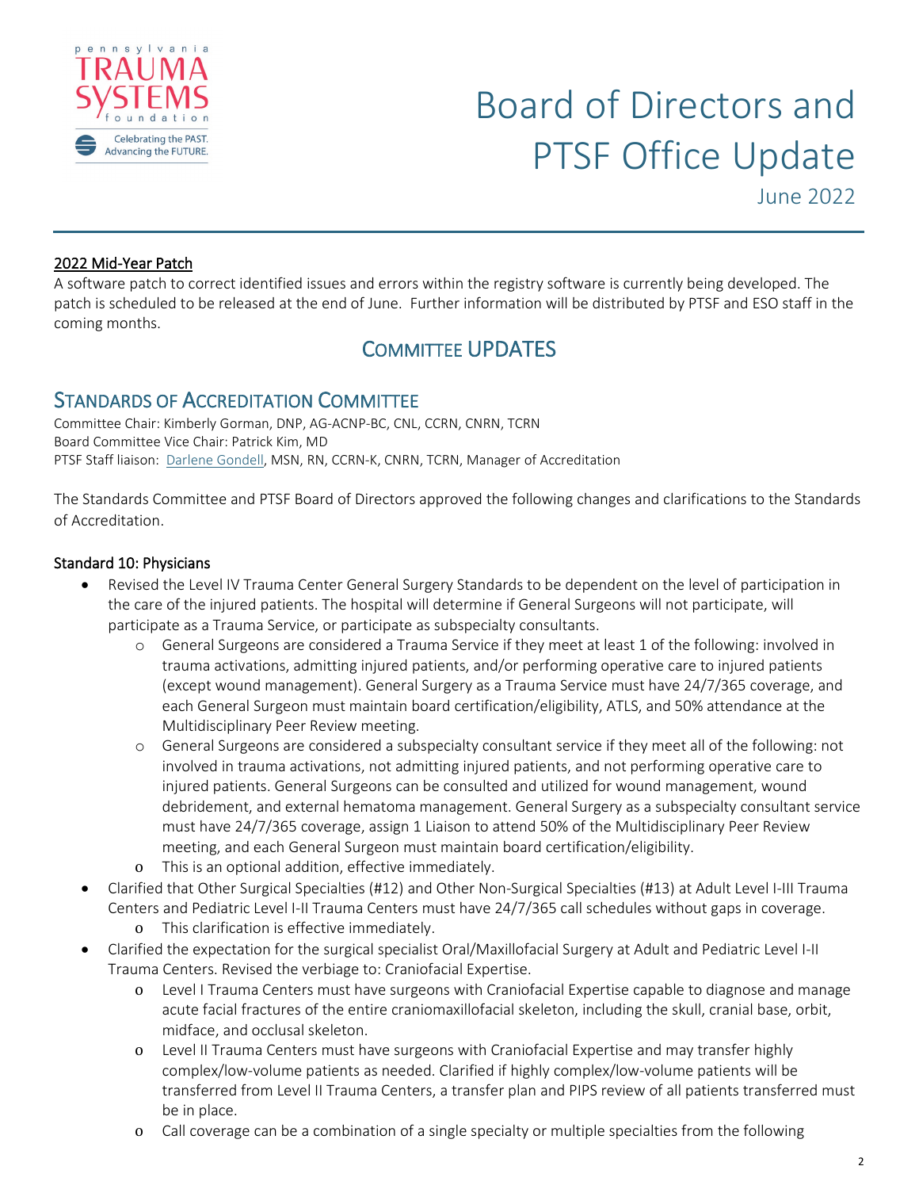# Board of Directors and PTSF Office Update

June 2022

<u>2022 Mid-Year Patch</u>

A software patch to correct identified issues and errors within the registry software is currently being developed. The patch is scheduled to be released at the end of June. Further information will be distributed by PTSF and ESO staff in the coming months.

## COMMITTEE UPDATES

## STANDARDS OF ACCREDITATION COMMITTEE

Committee Chair: Kimberly Gorman, DNP, AG-ACNP-BC, CNL, CCRN, CNRN, TCRN
Board Committee Vice Chair: Patrick Kim, MD
PTSF Staff liaison: Darlene Gondell, MSN, RN, CCRN-K, CNRN, TCRN, Manager of Accreditation

The Standards Committee and PTSF Board of Directors approved the following changes and clarifications to the Standards of Accreditation.

### Standard 10: Physicians

- Revised the Level IV Trauma Center General Surgery Standards to be dependent on the level of participation in the care of the injured patients. The hospital will determine if General Surgeons will not participate, will participate as a Trauma Service, or participate as subspecialty consultants.
  - General Surgeons are considered a Trauma Service if they meet at least 1 of the following: involved in trauma activations, admitting injured patients, and/or performing operative care to injured patients (except wound management). General Surgery as a Trauma Service must have 24/7/365 coverage, and each General Surgeon must maintain board certification/eligibility, ATLS, and 50% attendance at the Multidisciplinary Peer Review meeting.
  - General Surgeons are considered a subspecialty consultant service if they meet all of the following: not involved in trauma activations, not admitting injured patients, and not performing operative care to injured patients. General Surgeons can be consulted and utilized for wound management, wound debridement, and external hematoma management. General Surgery as a subspecialty consultant service must have 24/7/365 coverage, assign 1 Liaison to attend 50% of the Multidisciplinary Peer Review meeting, and each General Surgeon must maintain board certification/eligibility.
  - This is an optional addition, effective immediately.
- Clarified that Other Surgical Specialties (#12) and Other Non-Surgical Specialties (#13) at Adult Level I-III Trauma Centers and Pediatric Level I-II Trauma Centers must have 24/7/365 call schedules without gaps in coverage.
  - This clarification is effective immediately.
- Clarified the expectation for the surgical specialist Oral/Maxillofacial Surgery at Adult and Pediatric Level I-II Trauma Centers. Revised the verbiage to: Craniofacial Expertise.
  - Level I Trauma Centers must have surgeons with Craniofacial Expertise capable to diagnose and manage acute facial fractures of the entire craniomaxillofacial skeleton, including the skull, cranial base, orbit, midface, and occlusal skeleton.
  - Level II Trauma Centers must have surgeons with Craniofacial Expertise and may transfer highly complex/low-volume patients as needed. Clarified if highly complex/low-volume patients will be transferred from Level II Trauma Centers, a transfer plan and PIPS review of all patients transferred must be in place.
  - Call coverage can be a combination of a single specialty or multiple specialties from the following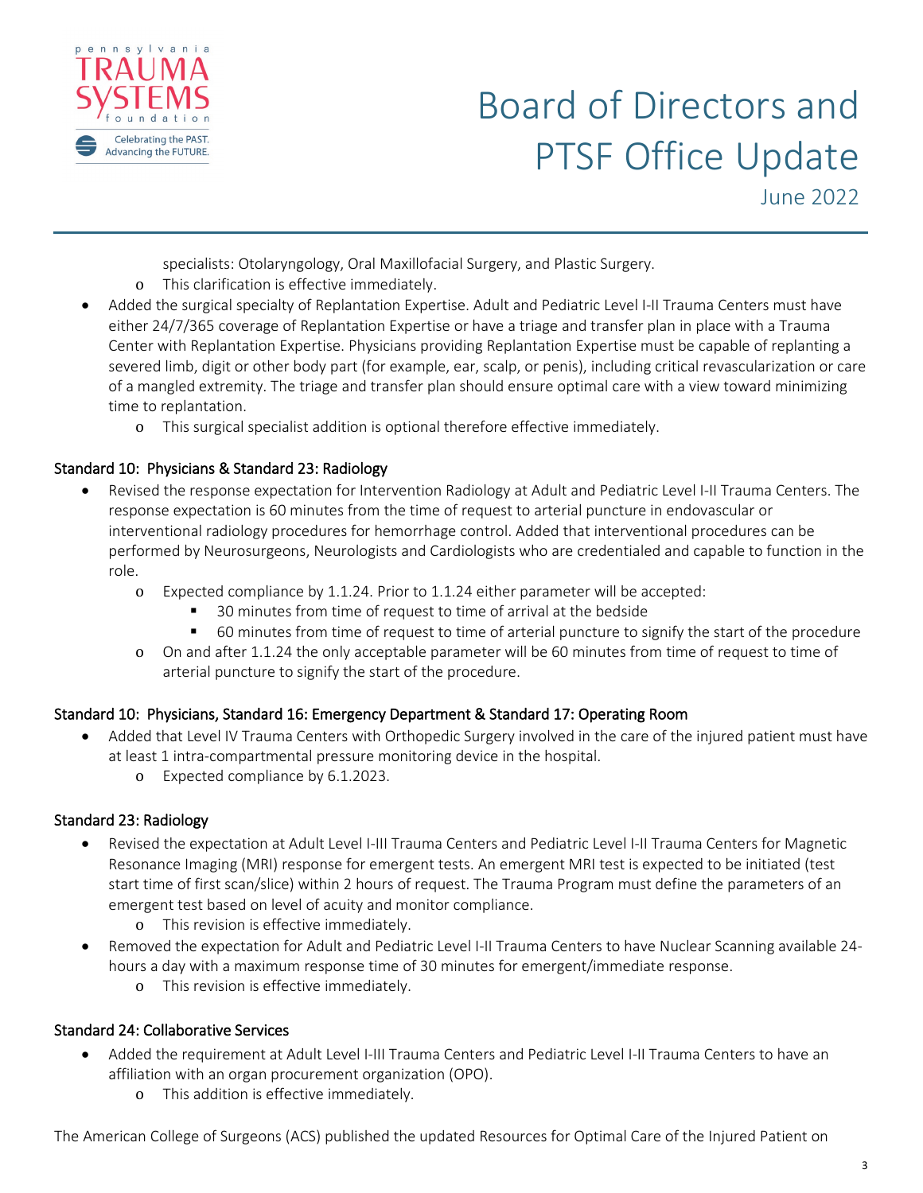specialists: Otolaryngology, Oral Maxillofacial Surgery, and Plastic Surgery.
    - This clarification is effective immediately.
- Added the surgical specialty of Replantation Expertise. Adult and Pediatric Level I-II Trauma Centers must have either 24/7/365 coverage of Replantation Expertise or have a triage and transfer plan in place with a Trauma Center with Replantation Expertise. Physicians providing Replantation Expertise must be capable of replanting a severed limb, digit or other body part (for example, ear, scalp, or penis), including critical revascularization or care of a mangled extremity. The triage and transfer plan should ensure optimal care with a view toward minimizing time to replantation.
    - This surgical specialist addition is optional therefore effective immediately.

### Standard 10: Physicians & Standard 23: Radiology

- Revised the response expectation for Intervention Radiology at Adult and Pediatric Level I-II Trauma Centers. The response expectation is 60 minutes from the time of request to arterial puncture in endovascular or interventional radiology procedures for hemorrhage control. Added that interventional procedures can be performed by Neurosurgeons, Neurologists and Cardiologists who are credentialed and capable to function in the role.
    - Expected compliance by 1.1.24. Prior to 1.1.24 either parameter will be accepted:
        - 30 minutes from time of request to time of arrival at the bedside
        - 60 minutes from time of request to time of arterial puncture to signify the start of the procedure
    - On and after 1.1.24 the only acceptable parameter will be 60 minutes from time of request to time of arterial puncture to signify the start of the procedure.

### Standard 10: Physicians, Standard 16: Emergency Department & Standard 17: Operating Room

- Added that Level IV Trauma Centers with Orthopedic Surgery involved in the care of the injured patient must have at least 1 intra-compartmental pressure monitoring device in the hospital.
    - Expected compliance by 6.1.2023.

### Standard 23: Radiology

- Revised the expectation at Adult Level I-III Trauma Centers and Pediatric Level I-II Trauma Centers for Magnetic Resonance Imaging (MRI) response for emergent tests. An emergent MRI test is expected to be initiated (test start time of first scan/slice) within 2 hours of request. The Trauma Program must define the parameters of an emergent test based on level of acuity and monitor compliance.
    - This revision is effective immediately.
- Removed the expectation for Adult and Pediatric Level I-II Trauma Centers to have Nuclear Scanning available 24-hours a day with a maximum response time of 30 minutes for emergent/immediate response.
    - This revision is effective immediately.

### Standard 24: Collaborative Services

- Added the requirement at Adult Level I-III Trauma Centers and Pediatric Level I-II Trauma Centers to have an affiliation with an organ procurement organization (OPO).
    - This addition is effective immediately.

The American College of Surgeons (ACS) published the updated Resources for Optimal Care of the Injured Patient on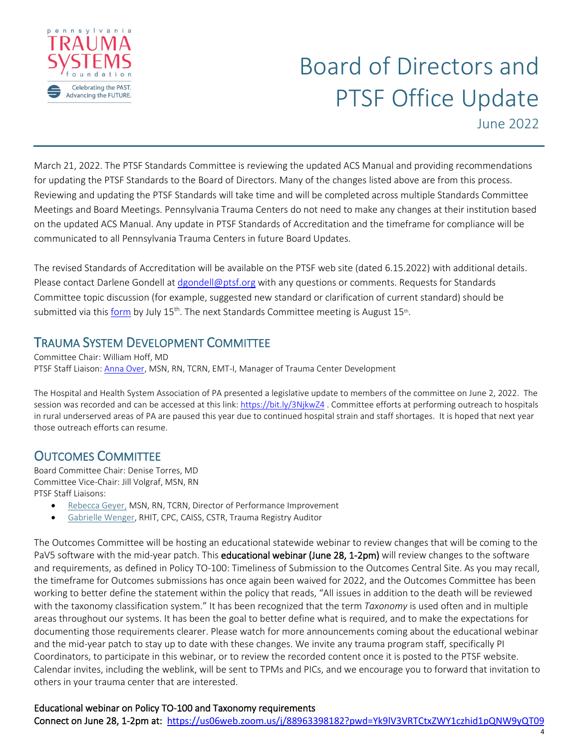# Board of Directors and PTSF Office Update

June 2022

March 21, 2022. The PTSF Standards Committee is reviewing the updated ACS Manual and providing recommendations for updating the PTSF Standards to the Board of Directors. Many of the changes listed above are from this process. Reviewing and updating the PTSF Standards will take time and will be completed across multiple Standards Committee Meetings and Board Meetings. Pennsylvania Trauma Centers do not need to make any changes at their institution based on the updated ACS Manual. Any update in PTSF Standards of Accreditation and the timeframe for compliance will be communicated to all Pennsylvania Trauma Centers in future Board Updates.

The revised Standards of Accreditation will be available on the PTSF web site (dated 6.15.2022) with additional details. Please contact Darlene Gondell at dgondell@ptsf.org with any questions or comments. Requests for Standards Committee topic discussion (for example, suggested new standard or clarification of current standard) should be submitted via this form by July 15th. The next Standards Committee meeting is August 15th.

## Trauma System Development Committee

Committee Chair: William Hoff, MD
PTSF Staff Liaison: Anna Over, MSN, RN, TCRN, EMT-I, Manager of Trauma Center Development

The Hospital and Health System Association of PA presented a legislative update to members of the committee on June 2, 2022. The session was recorded and can be accessed at this link: https://bit.ly/3NjkwZ4 . Committee efforts at performing outreach to hospitals in rural underserved areas of PA are paused this year due to continued hospital strain and staff shortages. It is hoped that next year those outreach efforts can resume.

## Outcomes Committee

Board Committee Chair: Denise Torres, MD
Committee Vice-Chair: Jill Volgraf, MSN, RN
PTSF Staff Liaisons:

- Rebecca Geyer, MSN, RN, TCRN, Director of Performance Improvement
- Gabrielle Wenger, RHIT, CPC, CAISS, CSTR, Trauma Registry Auditor

The Outcomes Committee will be hosting an educational statewide webinar to review changes that will be coming to the PaV5 software with the mid-year patch. This **educational webinar (June 28, 1-2pm)** will review changes to the software and requirements, as defined in Policy TO-100: Timeliness of Submission to the Outcomes Central Site. As you may recall, the timeframe for Outcomes submissions has once again been waived for 2022, and the Outcomes Committee has been working to better define the statement within the policy that reads, "All issues in addition to the death will be reviewed with the taxonomy classification system." It has been recognized that the term *Taxonomy* is used often and in multiple areas throughout our systems. It has been the goal to better define what is required, and to make the expectations for documenting those requirements clearer. Please watch for more announcements coming about the educational webinar and the mid-year patch to stay up to date with these changes. We invite any trauma program staff, specifically PI Coordinators, to participate in this webinar, or to review the recorded content once it is posted to the PTSF website. Calendar invites, including the weblink, will be sent to TPMs and PICs, and we encourage you to forward that invitation to others in your trauma center that are interested.

**Educational webinar on Policy TO-100 and Taxonomy requirements**
**Connect on June 28, 1-2pm at:** https://us06web.zoom.us/j/88963398182?pwd=Yk9lV3VRTCtxZWY1czhid1pQNW9yQT09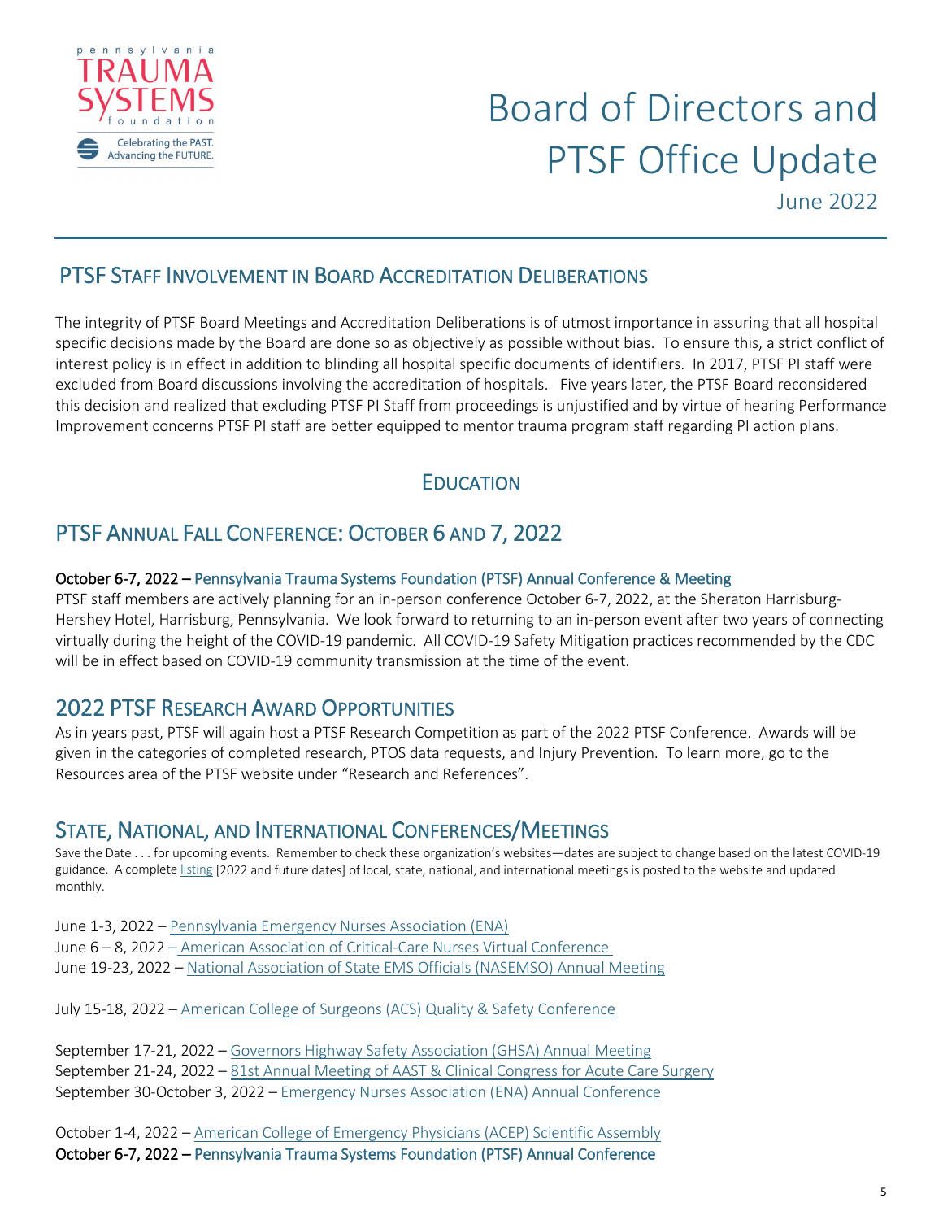# Board of Directors and PTSF Office Update

June 2022

## PTSF Staff Involvement in Board Accreditation Deliberations

The integrity of PTSF Board Meetings and Accreditation Deliberations is of utmost importance in assuring that all hospital specific decisions made by the Board are done so as objectively as possible without bias. To ensure this, a strict conflict of interest policy is in effect in addition to blinding all hospital specific documents of identifiers. In 2017, PTSF PI staff were excluded from Board discussions involving the accreditation of hospitals. Five years later, the PTSF Board reconsidered this decision and realized that excluding PTSF PI Staff from proceedings is unjustified and by virtue of hearing Performance Improvement concerns PTSF PI staff are better equipped to mentor trauma program staff regarding PI action plans.

## Education

## PTSF Annual Fall Conference: October 6 and 7, 2022

**October 6-7, 2022 – Pennsylvania Trauma Systems Foundation (PTSF) Annual Conference & Meeting**

PTSF staff members are actively planning for an in-person conference October 6-7, 2022, at the Sheraton Harrisburg-Hershey Hotel, Harrisburg, Pennsylvania. We look forward to returning to an in-person event after two years of connecting virtually during the height of the COVID-19 pandemic. All COVID-19 Safety Mitigation practices recommended by the CDC will be in effect based on COVID-19 community transmission at the time of the event.

## 2022 PTSF Research Award Opportunities

As in years past, PTSF will again host a PTSF Research Competition as part of the 2022 PTSF Conference. Awards will be given in the categories of completed research, PTOS data requests, and Injury Prevention. To learn more, go to the Resources area of the PTSF website under "Research and References".

## State, National, and International Conferences/Meetings

Save the Date . . . for upcoming events. Remember to check these organization's websites—dates are subject to change based on the latest COVID-19 guidance. A complete listing [2022 and future dates] of local, state, national, and international meetings is posted to the website and updated monthly.

June 1-3, 2022 – Pennsylvania Emergency Nurses Association (ENA)
June 6 – 8, 2022 – American Association of Critical-Care Nurses Virtual Conference
June 19-23, 2022 – National Association of State EMS Officials (NASEMSO) Annual Meeting

July 15-18, 2022 – American College of Surgeons (ACS) Quality & Safety Conference

September 17-21, 2022 – Governors Highway Safety Association (GHSA) Annual Meeting
September 21-24, 2022 – 81st Annual Meeting of AAST & Clinical Congress for Acute Care Surgery
September 30-October 3, 2022 – Emergency Nurses Association (ENA) Annual Conference

October 1-4, 2022 – American College of Emergency Physicians (ACEP) Scientific Assembly
**October 6-7, 2022 – Pennsylvania Trauma Systems Foundation (PTSF) Annual Conference**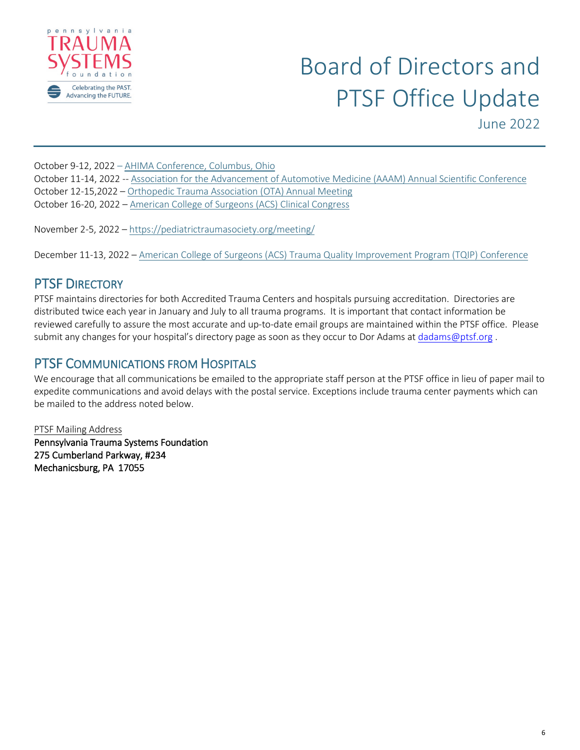October 9-12, 2022 – AHIMA Conference, Columbus, Ohio
October 11-14, 2022 -- Association for the Advancement of Automotive Medicine (AAAM) Annual Scientific Conference
October 12-15,2022 – Orthopedic Trauma Association (OTA) Annual Meeting
October 16-20, 2022 – American College of Surgeons (ACS) Clinical Congress

November 2-5, 2022 – https://pediatrictraumasociety.org/meeting/

December 11-13, 2022 – American College of Surgeons (ACS) Trauma Quality Improvement Program (TQIP) Conference

## PTSF Directory

PTSF maintains directories for both Accredited Trauma Centers and hospitals pursuing accreditation. Directories are distributed twice each year in January and July to all trauma programs. It is important that contact information be reviewed carefully to assure the most accurate and up-to-date email groups are maintained within the PTSF office. Please submit any changes for your hospital's directory page as soon as they occur to Dor Adams at dadams@ptsf.org .

## PTSF Communications from Hospitals

We encourage that all communications be emailed to the appropriate staff person at the PTSF office in lieu of paper mail to expedite communications and avoid delays with the postal service. Exceptions include trauma center payments which can be mailed to the address noted below.

PTSF Mailing Address
**Pennsylvania Trauma Systems Foundation**
**275 Cumberland Parkway, #234**
**Mechanicsburg, PA 17055**